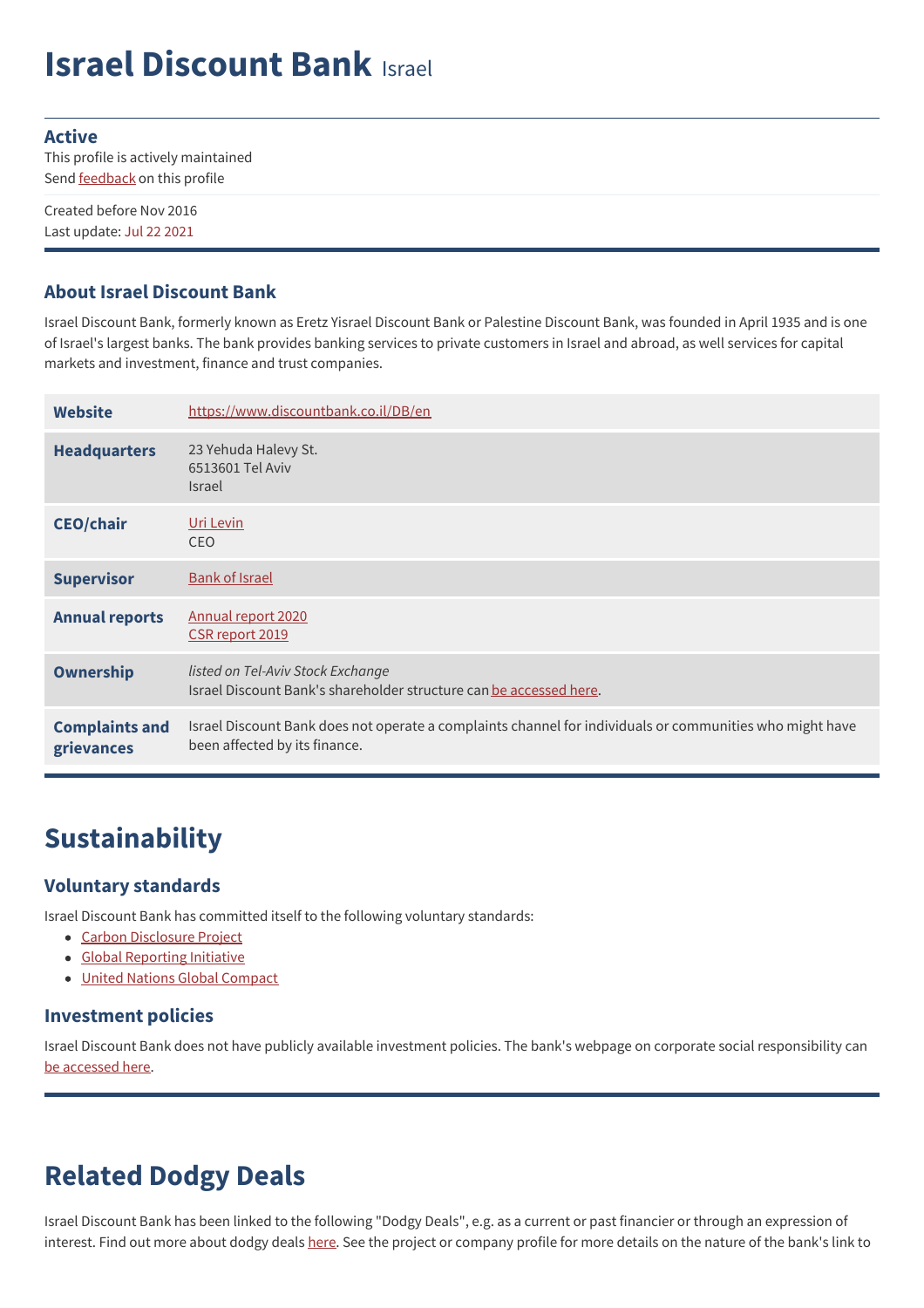# Israel Discount Bank Israel

**Active**
This profile is actively maintained
Send feedback on this profile

Created before Nov 2016
Last update: Jul 22 2021

## About Israel Discount Bank

Israel Discount Bank, formerly known as Eretz Yisrael Discount Bank or Palestine Discount Bank, was founded in April 1935 and is one of Israel's largest banks. The bank provides banking services to private customers in Israel and abroad, as well services for capital markets and investment, finance and trust companies.

| | |
|---|---|
| **Website** | https://www.discountbank.co.il/DB/en |
| **Headquarters** | 23 Yehuda Halevy St.<br>6513601 Tel Aviv<br>Israel |
| **CEO/chair** | Uri Levin<br>CEO |
| **Supervisor** | Bank of Israel |
| **Annual reports** | Annual report 2020<br>CSR report 2019 |
| **Ownership** | *listed on Tel-Aviv Stock Exchange*<br>Israel Discount Bank's shareholder structure can be accessed here. |
| **Complaints and grievances** | Israel Discount Bank does not operate a complaints channel for individuals or communities who might have been affected by its finance. |

# Sustainability

## Voluntary standards

Israel Discount Bank has committed itself to the following voluntary standards:

- Carbon Disclosure Project
- Global Reporting Initiative
- United Nations Global Compact

## Investment policies

Israel Discount Bank does not have publicly available investment policies. The bank's webpage on corporate social responsibility can be accessed here.

# Related Dodgy Deals

Israel Discount Bank has been linked to the following "Dodgy Deals", e.g. as a current or past financier or through an expression of interest. Find out more about dodgy deals here. See the project or company profile for more details on the nature of the bank's link to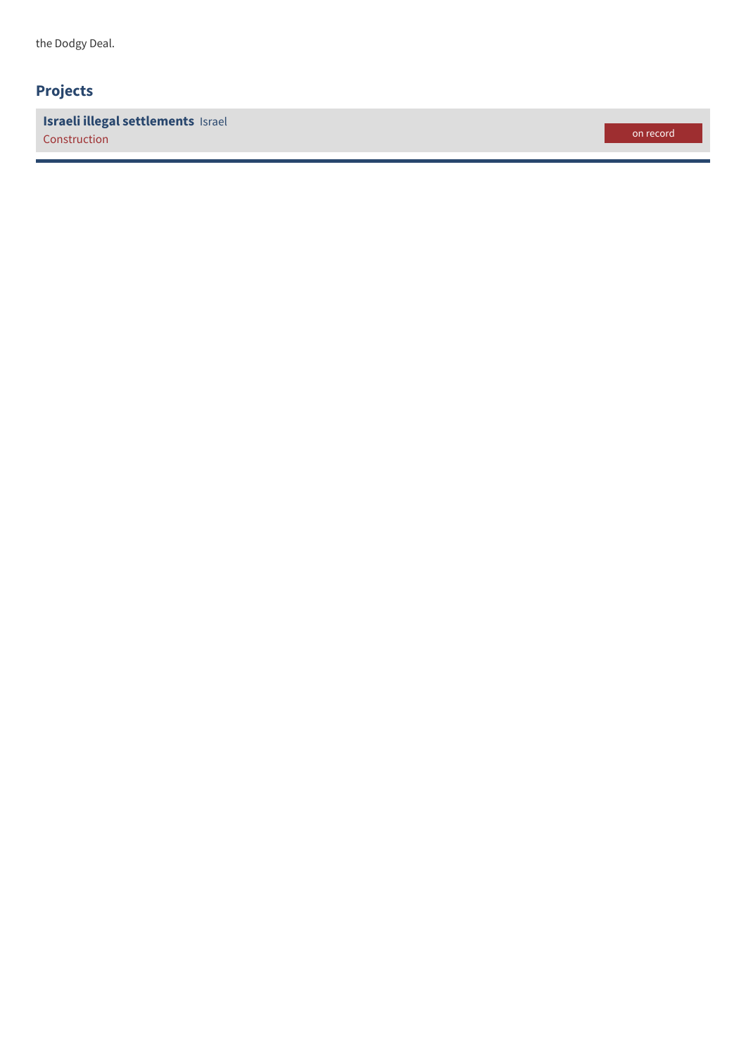the Dodgy Deal.

## Projects

**Israeli illegal settlements** Israel
Construction

on record